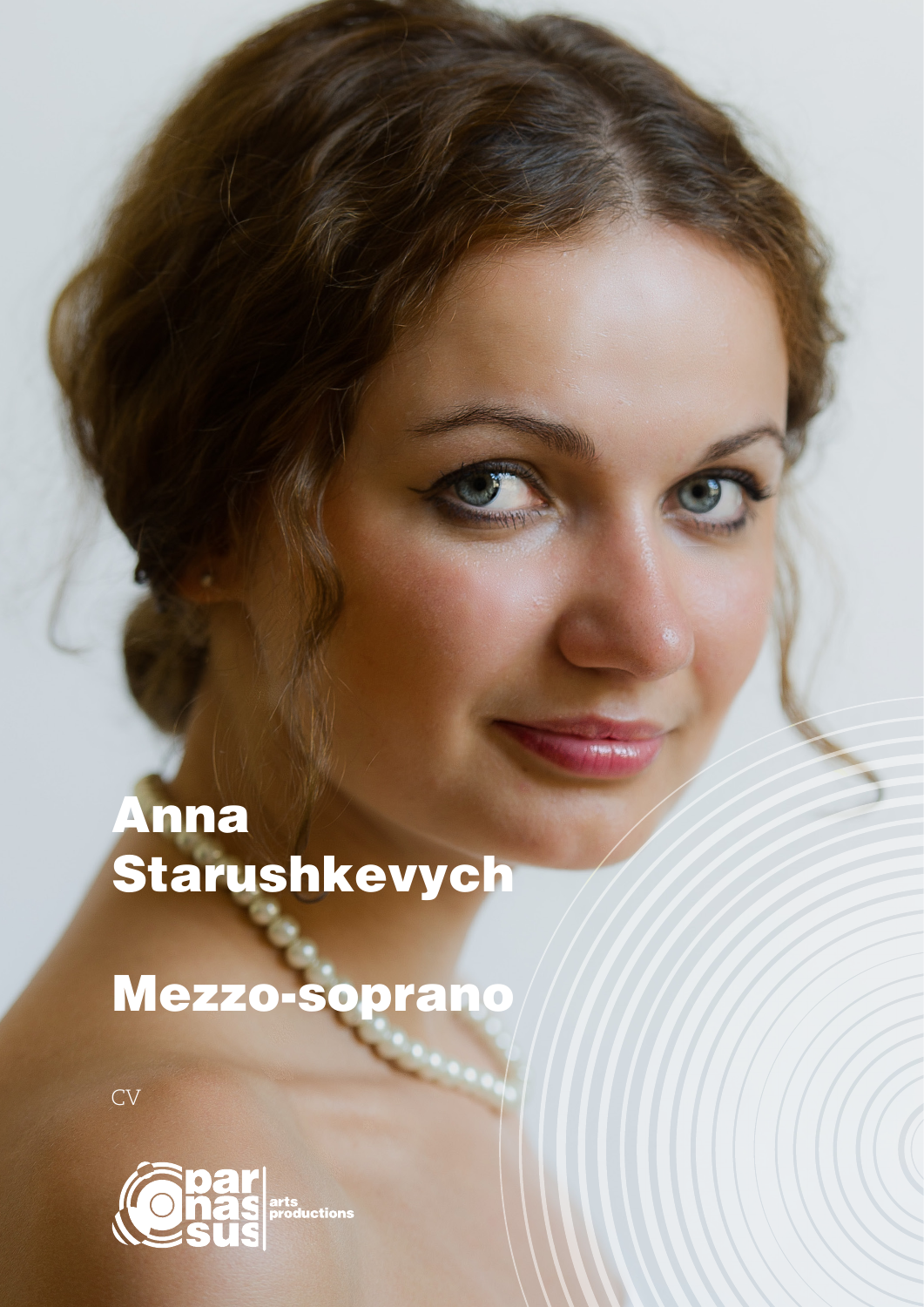# Anna Starushkevych

## Mezzo-soprano

CV

parnassus arts productions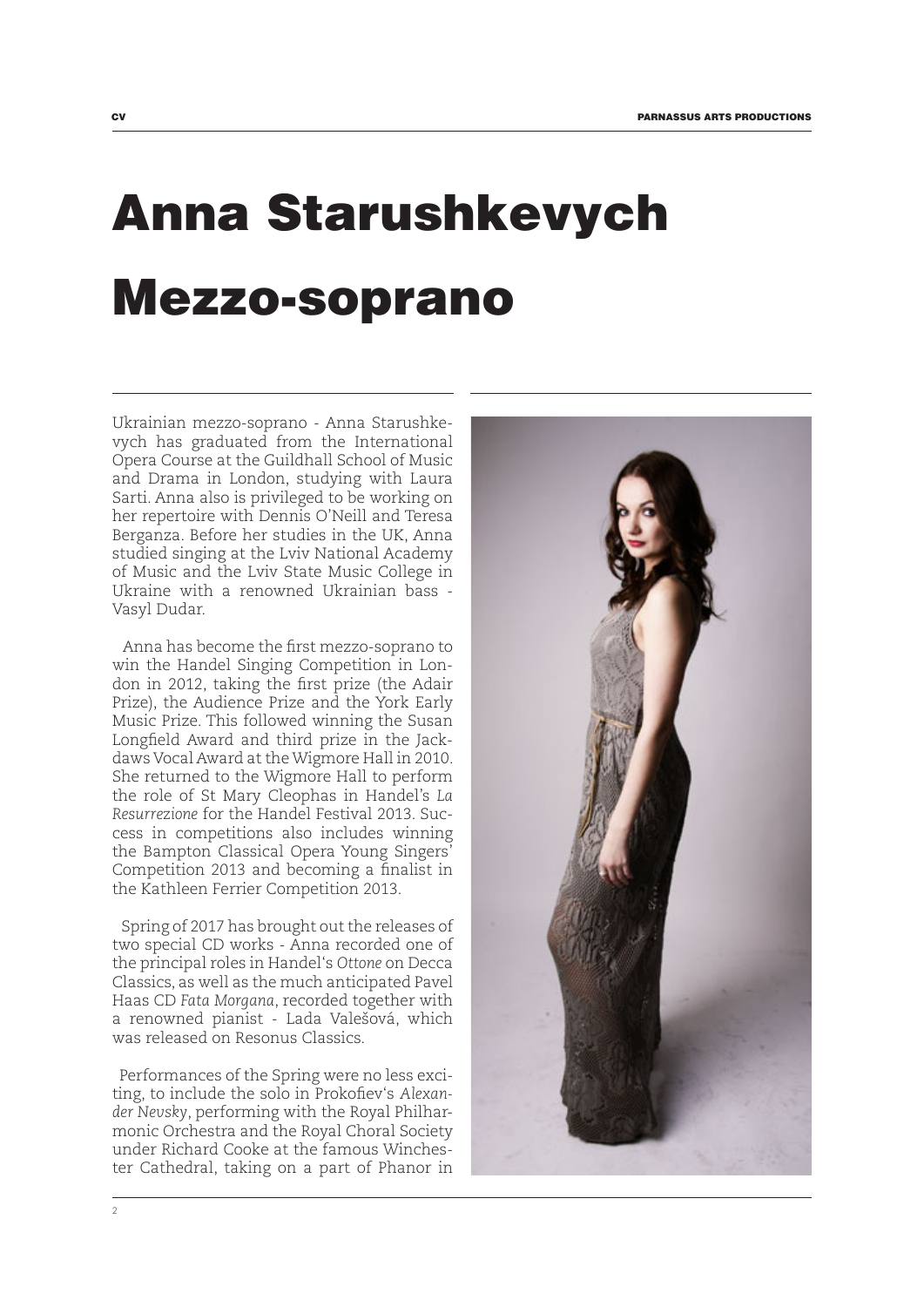# Anna Starushkevych

# Mezzo-soprano

Ukrainian mezzo-soprano - Anna Starushkevych has graduated from the International Opera Course at the Guildhall School of Music and Drama in London, studying with Laura Sarti. Anna also is privileged to be working on her repertoire with Dennis O'Neill and Teresa Berganza. Before her studies in the UK, Anna studied singing at the Lviv National Academy of Music and the Lviv State Music College in Ukraine with a renowned Ukrainian bass - Vasyl Dudar.

Anna has become the first mezzo-soprano to win the Handel Singing Competition in London in 2012, taking the first prize (the Adair Prize), the Audience Prize and the York Early Music Prize. This followed winning the Susan Longfield Award and third prize in the Jackdaws Vocal Award at the Wigmore Hall in 2010. She returned to the Wigmore Hall to perform the role of St Mary Cleophas in Handel's *La Resurrezione* for the Handel Festival 2013. Success in competitions also includes winning the Bampton Classical Opera Young Singers' Competition 2013 and becoming a finalist in the Kathleen Ferrier Competition 2013.

Spring of 2017 has brought out the releases of two special CD works - Anna recorded one of the principal roles in Handel's *Ottone* on Decca Classics, as well as the much anticipated Pavel Haas CD *Fata Morgana*, recorded together with a renowned pianist - Lada Valešová, which was released on Resonus Classics.

Performances of the Spring were no less exciting, to include the solo in Prokofiev's *Alexander Nevsky*, performing with the Royal Philharmonic Orchestra and the Royal Choral Society under Richard Cooke at the famous Winchester Cathedral, taking on a part of Phanor in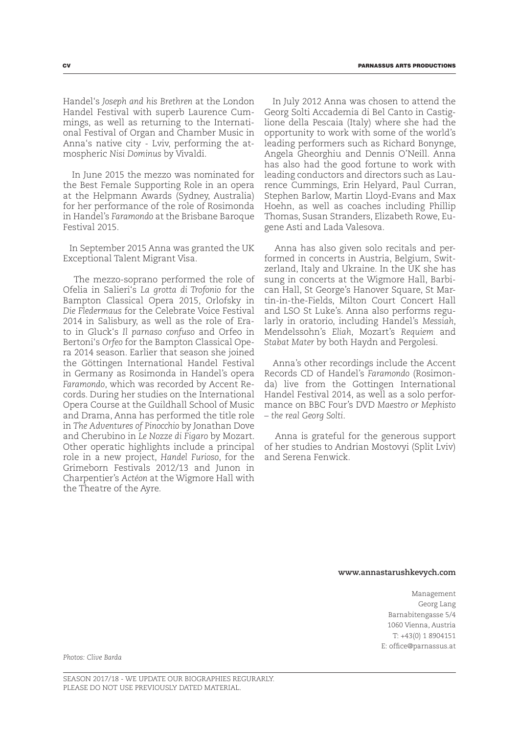Handel's *Joseph and his Brethren* at the London Handel Festival with superb Laurence Cummings, as well as returning to the International Festival of Organ and Chamber Music in Anna's native city - Lviv, performing the atmospheric *Nisi Dominus* by Vivaldi.

In June 2015 the mezzo was nominated for the Best Female Supporting Role in an opera at the Helpmann Awards (Sydney, Australia) for her performance of the role of Rosimonda in Handel's *Faramondo* at the Brisbane Baroque Festival 2015.

In September 2015 Anna was granted the UK Exceptional Talent Migrant Visa.

The mezzo-soprano performed the role of Ofelia in Salieri's *La grotta di Trofonio* for the Bampton Classical Opera 2015, Orlofsky in *Die Fledermaus* for the Celebrate Voice Festival 2014 in Salisbury, as well as the role of Erato in Gluck's *Il parnaso confuso* and Orfeo in Bertoni's *Orfeo* for the Bampton Classical Opera 2014 season. Earlier that season she joined the Göttingen International Handel Festival in Germany as Rosimonda in Handel's opera *Faramondo*, which was recorded by Accent Records. During her studies on the International Opera Course at the Guildhall School of Music and Drama, Anna has performed the title role in *The Adventures of Pinocchio* by Jonathan Dove and Cherubino in *Le Nozze di Figaro* by Mozart. Other operatic highlights include a principal role in a new project, *Handel Furioso*, for the Grimeborn Festivals 2012/13 and Junon in Charpentier's *Actéon* at the Wigmore Hall with the Theatre of the Ayre.

In July 2012 Anna was chosen to attend the Georg Solti Accademia di Bel Canto in Castiglione della Pescaia (Italy) where she had the opportunity to work with some of the world's leading performers such as Richard Bonynge, Angela Gheorghiu and Dennis O'Neill. Anna has also had the good fortune to work with leading conductors and directors such as Laurence Cummings, Erin Helyard, Paul Curran, Stephen Barlow, Martin Lloyd-Evans and Max Hoehn, as well as coaches including Phillip Thomas, Susan Stranders, Elizabeth Rowe, Eugene Asti and Lada Valesova.

Anna has also given solo recitals and performed in concerts in Austria, Belgium, Switzerland, Italy and Ukraine. In the UK she has sung in concerts at the Wigmore Hall, Barbican Hall, St George's Hanover Square, St Martin-in-the-Fields, Milton Court Concert Hall and LSO St Luke's. Anna also performs regularly in oratorio, including Handel's *Messiah*, Mendelssohn's *Eliah*, Mozart's *Requiem* and *Stabat Mater* by both Haydn and Pergolesi.

Anna's other recordings include the Accent Records CD of Handel's *Faramondo* (Rosimonda) live from the Gottingen International Handel Festival 2014, as well as a solo performance on BBC Four's DVD *Maestro or Mephisto – the real Georg Solti*.

Anna is grateful for the generous support of her studies to Andrian Mostovyi (Split Lviv) and Serena Fenwick.

**www.annastarushkevych.com**

Management
Georg Lang
Barnabitengasse 5/4
1060 Vienna, Austria
T: +43(0) 1 8904151
E: office@parnassus.at

*Photos: Clive Barda*

SEASON 2017/18 - WE UPDATE OUR BIOGRAPHIES REGURARLY.
PLEASE DO NOT USE PREVIOUSLY DATED MATERIAL.